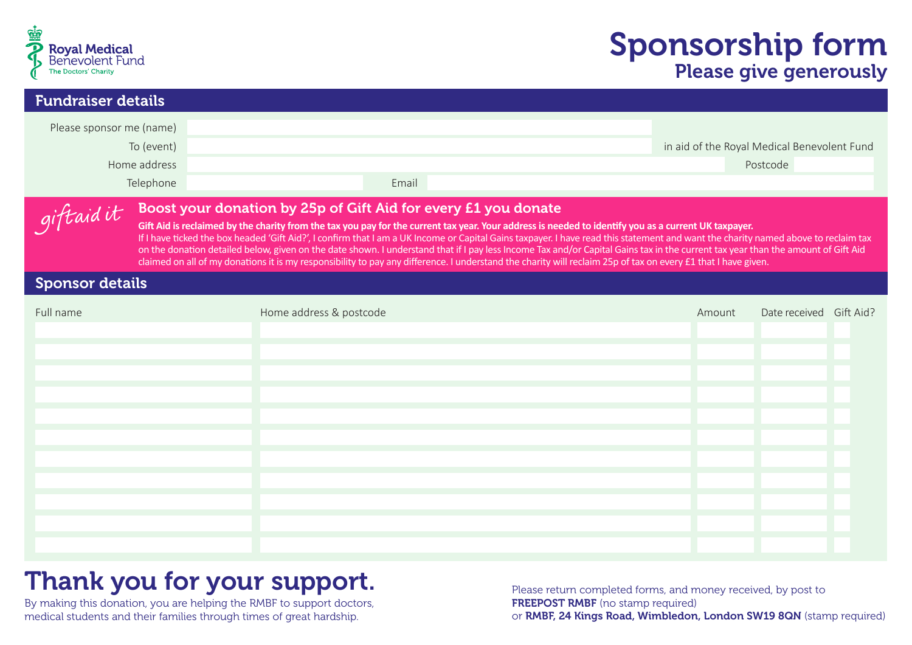Royal Medical Benevolent Fund
The Doctors' Charity

# Sponsorship form

## Please give generously

## Fundraiser details

| | |
|---|---|
| Please sponsor me (name) | |
| To (event) | in aid of the Royal Medical Benevolent Fund |
| Home address | Postcode |
| Telephone | Email |

*giftaid it*

### Boost your donation by 25p of Gift Aid for every £1 you donate

**Gift Aid is reclaimed by the charity from the tax you pay for the current tax year. Your address is needed to identify you as a current UK taxpayer.**
If I have ticked the box headed 'Gift Aid?', I confirm that I am a UK Income or Capital Gains taxpayer. I have read this statement and want the charity named above to reclaim tax on the donation detailed below, given on the date shown. I understand that if I pay less Income Tax and/or Capital Gains tax in the current tax year than the amount of Gift Aid claimed on all of my donations it is my responsibility to pay any difference. I understand the charity will reclaim 25p of tax on every £1 that I have given.

## Sponsor details

| Full name | Home address & postcode | Amount | Date received | Gift Aid? |
|---|---|---|---|---|
| | | | | |
| | | | | |
| | | | | |
| | | | | |
| | | | | |
| | | | | |
| | | | | |
| | | | | |
| | | | | |
| | | | | |
| | | | | |

# Thank you for your support.

By making this donation, you are helping the RMBF to support doctors, medical students and their families through times of great hardship.

Please return completed forms, and money received, by post to **FREEPOST RMBF** (no stamp required)
or **RMBF, 24 Kings Road, Wimbledon, London SW19 8QN** (stamp required)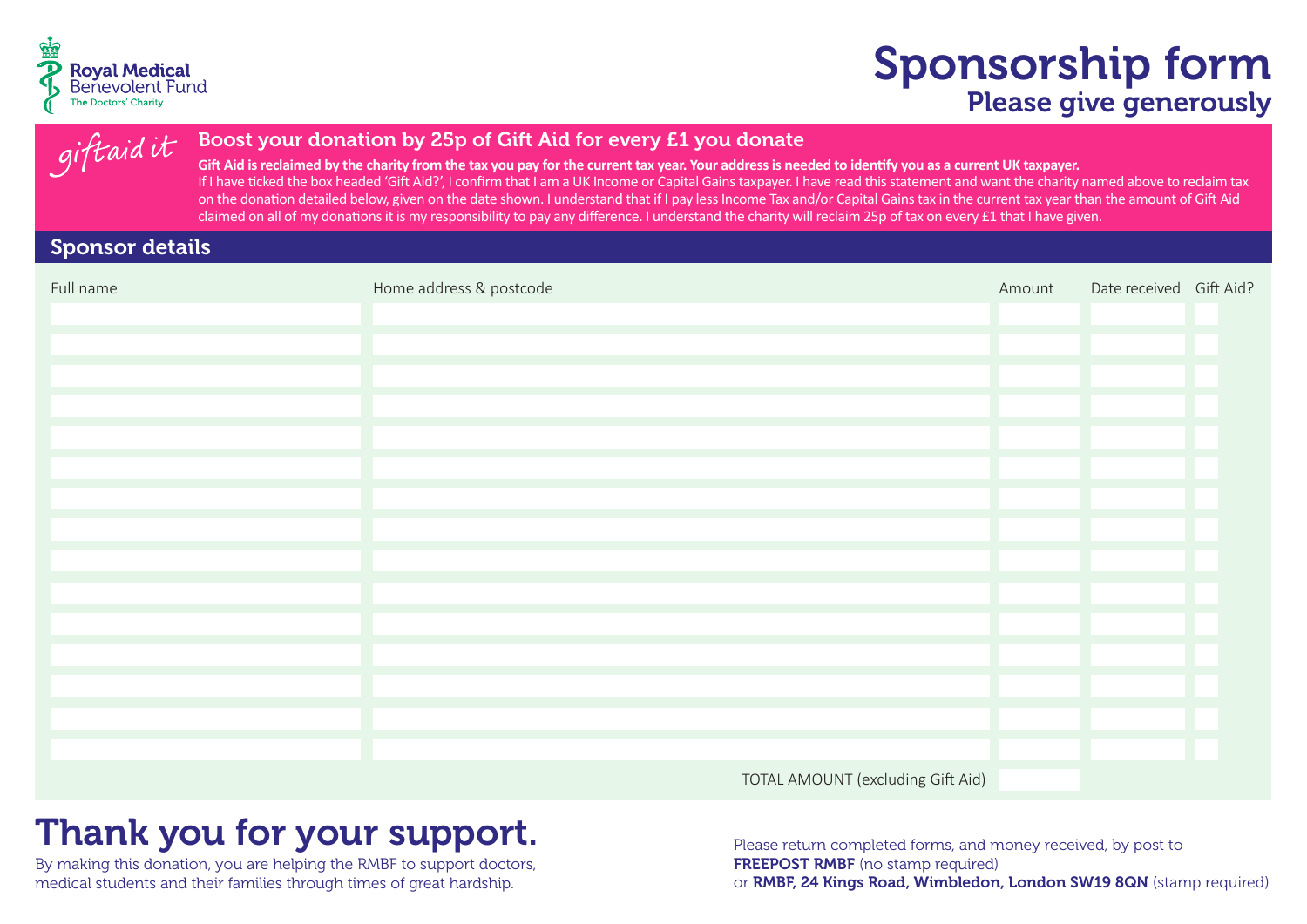Royal Medical Benevolent Fund
The Doctors' Charity

# Sponsorship form

## Please give generously

giftaid it

**Boost your donation by 25p of Gift Aid for every £1 you donate**

**Gift Aid is reclaimed by the charity from the tax you pay for the current tax year. Your address is needed to identify you as a current UK taxpayer.**
If I have ticked the box headed 'Gift Aid?', I confirm that I am a UK Income or Capital Gains taxpayer. I have read this statement and want the charity named above to reclaim tax on the donation detailed below, given on the date shown. I understand that if I pay less Income Tax and/or Capital Gains tax in the current tax year than the amount of Gift Aid claimed on all of my donations it is my responsibility to pay any difference. I understand the charity will reclaim 25p of tax on every £1 that I have given.

## Sponsor details

| Full name | Home address & postcode | Amount | Date received | Gift Aid? |
|---|---|---|---|---|
| | | | | |
| | | | | |
| | | | | |
| | | | | |
| | | | | |
| | | | | |
| | | | | |
| | | | | |
| | | | | |
| | | | | |
| | | | | |
| | | | | |
| | | | | |
| | | | | |
| | | | | |
| | TOTAL AMOUNT (excluding Gift Aid) | | | |

# Thank you for your support.

By making this donation, you are helping the RMBF to support doctors, medical students and their families through times of great hardship.

Please return completed forms, and money received, by post to
**FREEPOST RMBF** (no stamp required)
or **RMBF, 24 Kings Road, Wimbledon, London SW19 8QN** (stamp required)